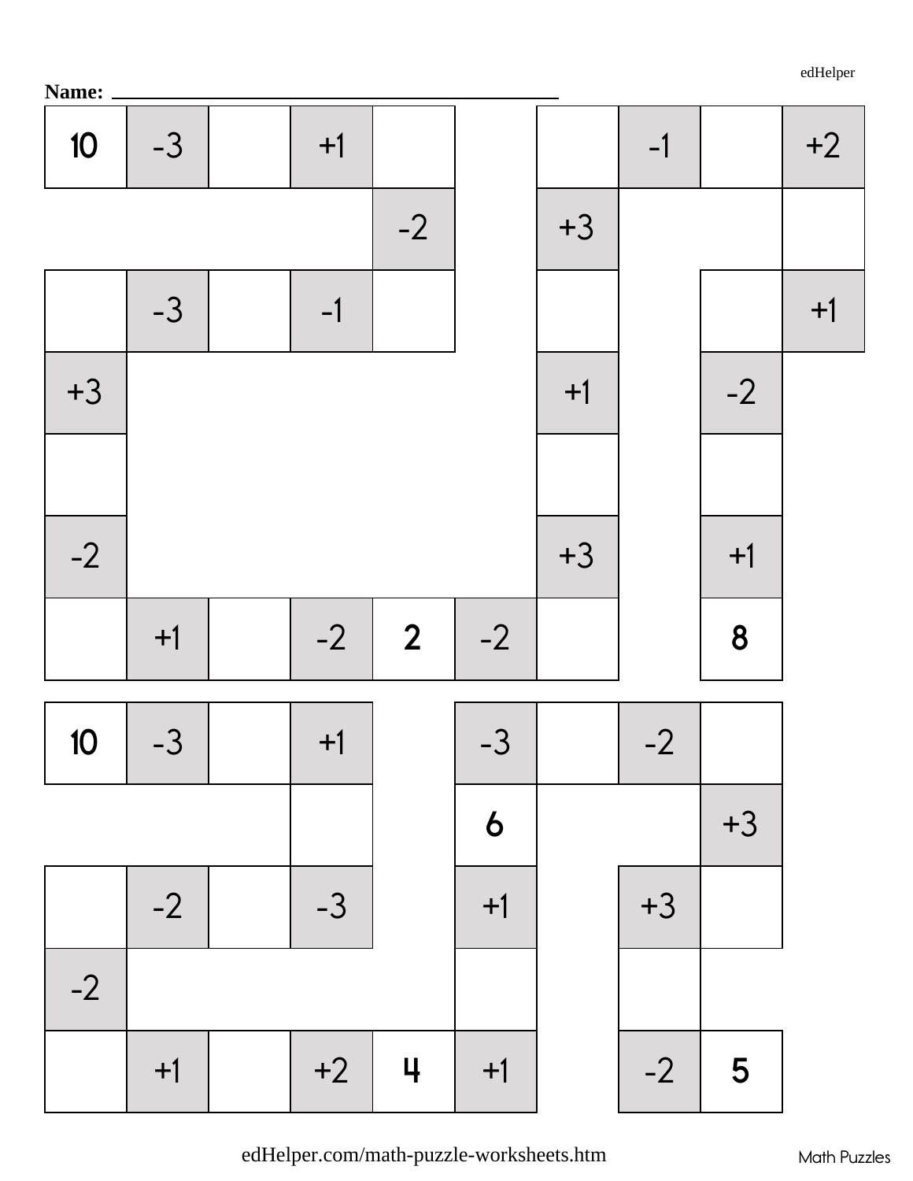Name: ___________________________________________

**Puzzle 1**

| | | | | | | | | | |
|---|---|---|---|---|---|---|---|---|---|
| 10 | -3 | | +1 | | | | -1 | | +2 |
| | | | | -2 | | +3 | | | |
| | -3 | | -1 | | | | | | +1 |
| +3 | | | | | | +1 | | -2 | |
| | | | | | | | | | |
| -2 | | | | | | +3 | | +1 | |
| | +1 | | -2 | 2 | -2 | | | 8 | |

**Puzzle 2**

| | | | | | | | | |
|---|---|---|---|---|---|---|---|---|
| 10 | -3 | | +1 | | -3 | | -2 | |
| | | | | | 6 | | | +3 |
| | -2 | | -3 | | +1 | | +3 | |
| -2 | | | | | | | | |
| | +1 | | +2 | 4 | +1 | | -2 | 5 |

edHelper.com/math-puzzle-worksheets.htm

Math Puzzles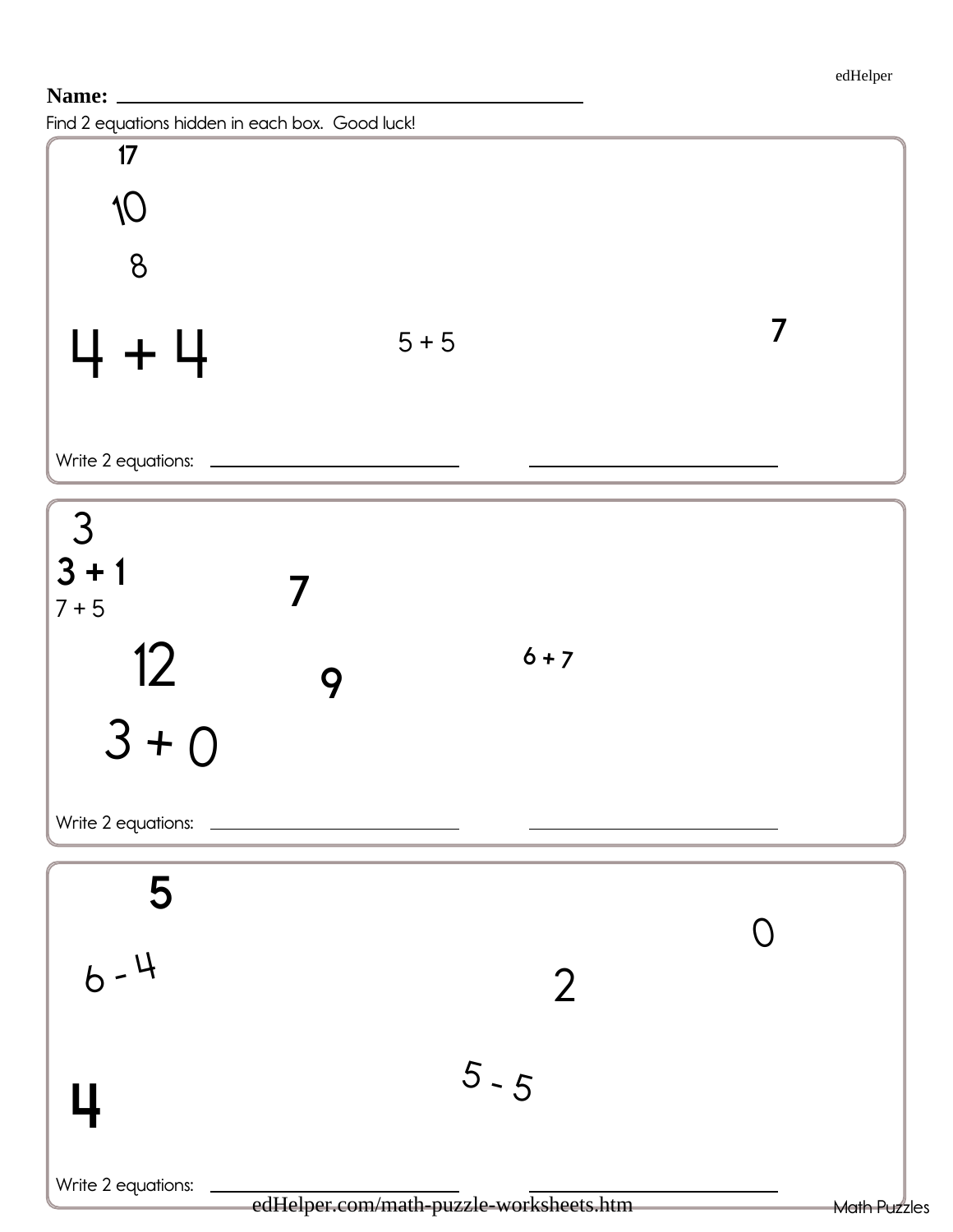**Name:** ______________________________

Find 2 equations hidden in each box. Good luck!

17

10

8

4 + 4

5 + 5

7

Write 2 equations: ______________________ ______________________

---

3

3 + 1

7 + 5

7

12

9

6 + 7

3 + 0

Write 2 equations: ______________________ ______________________

---

5

0

6 - 4

2

5 - 5

4

Write 2 equations: ______________________ ______________________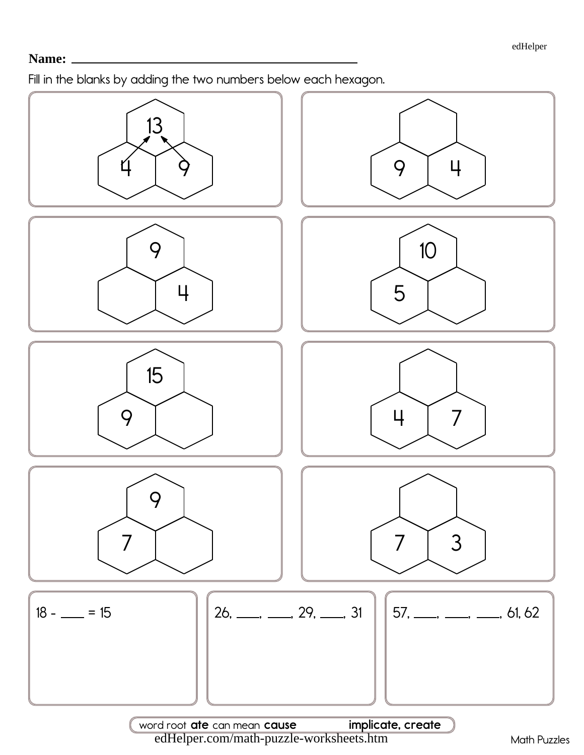Name: ________________________________

Fill in the blanks by adding the two numbers below each hexagon.

| Top | Bottom left | Bottom right |
|---|---|---|
| 13 | 4 | 9 |
| | 9 | 4 |
| 9 | | 4 |
| 10 | 5 | |
| 15 | 9 | |
| | 4 | 7 |
| 9 | 7 | |
| | 7 | 3 |

18 - ____ = 15

26, ____, ____, 29, ____, 31

57, ____, ____, ____, 61, 62

word root **ate** can mean **cause** **implicate, create**

edHelper.com/math-puzzle-worksheets.htm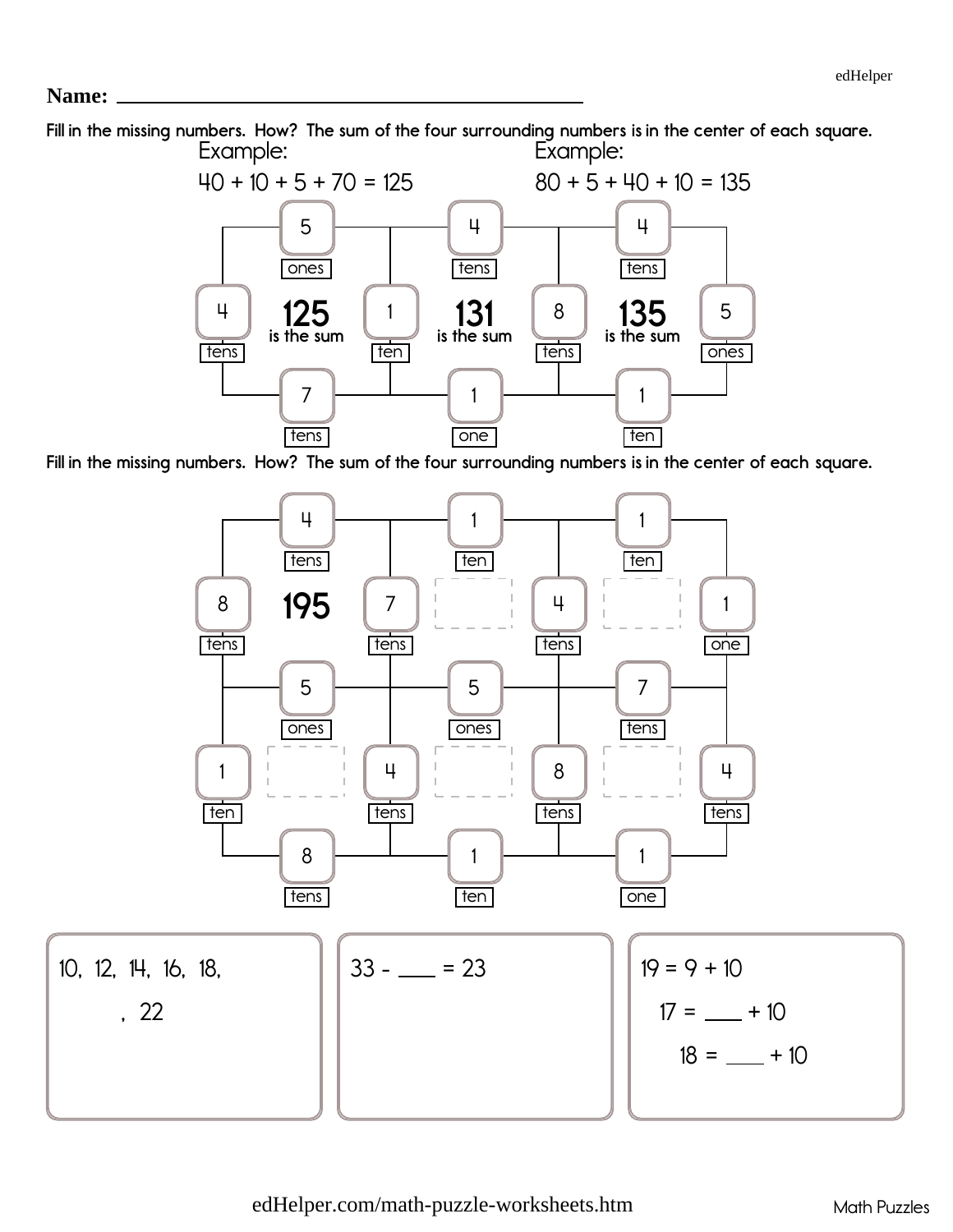Name: ____________________________________

Fill in the missing numbers. How? The sum of the four surrounding numbers is in the center of each square.

Example:

40 + 10 + 5 + 70 = 125

Example:

80 + 5 + 40 + 10 = 135

| | 5 ones | | 4 tens | | 4 tens | |
|---|---|---|---|---|---|---|
| 4 tens | **125** is the sum | 1 ten | **131** is the sum | 8 tens | **135** is the sum | 5 ones |
| | 7 tens | | 1 one | | 1 ten | |

Fill in the missing numbers. How? The sum of the four surrounding numbers is in the center of each square.

| | 4 tens | | 1 ten | | 1 ten | |
|---|---|---|---|---|---|---|
| 8 tens | **195** | 7 tens | ____ | 4 tens | ____ | 1 one |
| | 5 ones | | 5 ones | | 7 tens | |
| 1 ten | ____ | 4 tens | ____ | 8 tens | ____ | 4 tens |
| | 8 tens | | 1 ten | | 1 one | |

10, 12, 14, 16, 18, ____, 22

33 - ____ = 23

19 = 9 + 10

17 = ____ + 10

18 = ____ + 10

edHelper.com/math-puzzle-worksheets.htm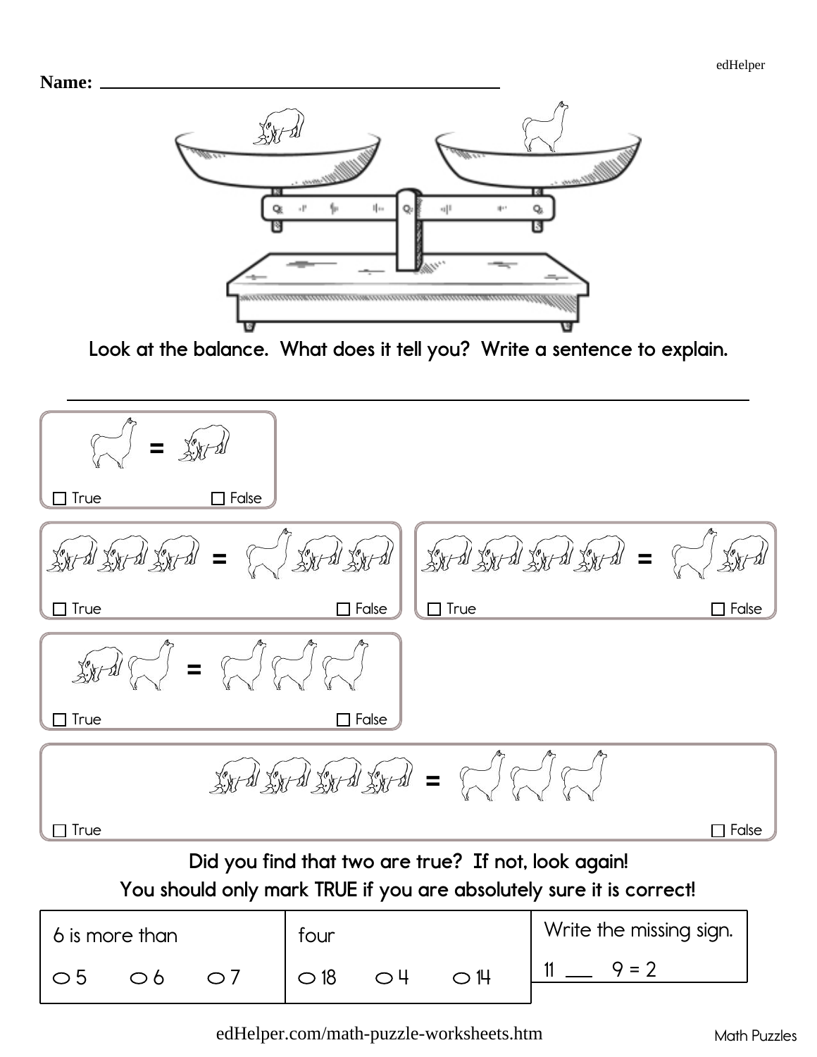Name: ______________________________

Look at the balance. What does it tell you? Write a sentence to explain.

___________________________________________________________

(llama) = (rhino)

☐ True ☐ False

(rhino) (rhino) (rhino) = (llama) (rhino) (rhino)

☐ True ☐ False

(rhino) (rhino) (rhino) (rhino) = (llama) (rhino)

☐ True ☐ False

(rhino) (llama) = (llama) (llama) (llama)

☐ True ☐ False

(rhino) (rhino) (rhino) (rhino) = (llama) (llama) (llama)

☐ True ☐ False

Did you find that two are true? If not, look again!

You should only mark TRUE if you are absolutely sure it is correct!

| 6 is more than | four | Write the missing sign. |
|---|---|---|
| ○ 5 ○ 6 ○ 7 | ○ 18 ○ 4 ○ 14 | 11 ___ 9 = 2 |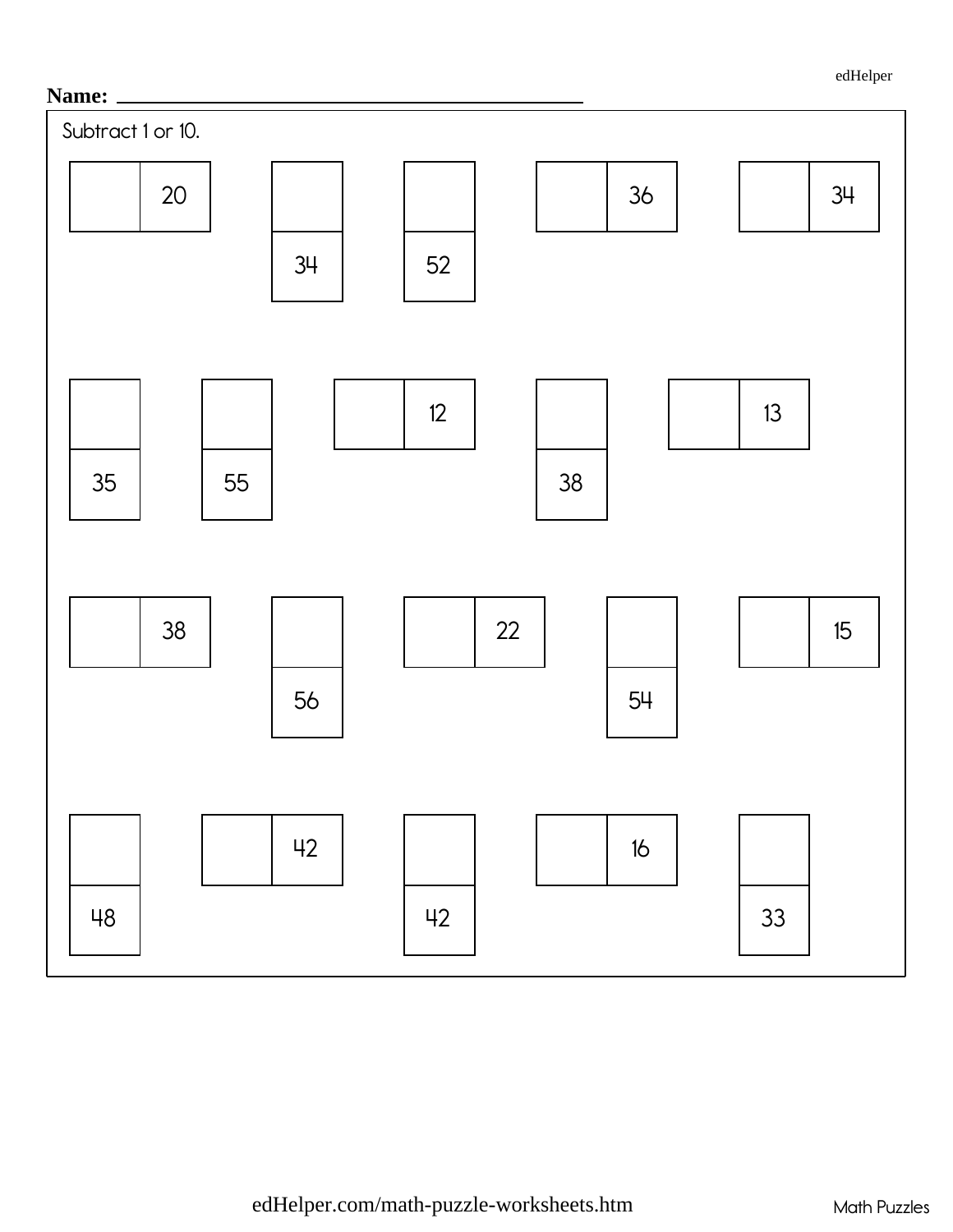Name: ______________________________

Subtract 1 or 10.

| | 20 |
|---|---|

| |
|---|
| 34 |

| |
|---|
| 52 |

| | 36 |
|---|---|

| | 34 |
|---|---|

| |
|---|
| 35 |

| |
|---|
| 55 |

| | 12 |
|---|---|

| |
|---|
| 38 |

| | 13 |
|---|---|

| | 38 |
|---|---|

| |
|---|
| 56 |

| | 22 |
|---|---|

| |
|---|
| 54 |

| | 15 |
|---|---|

| |
|---|
| 48 |

| | 42 |
|---|---|

| |
|---|
| 42 |

| | 16 |
|---|---|

| |
|---|
| 33 |

edHelper.com/math-puzzle-worksheets.htm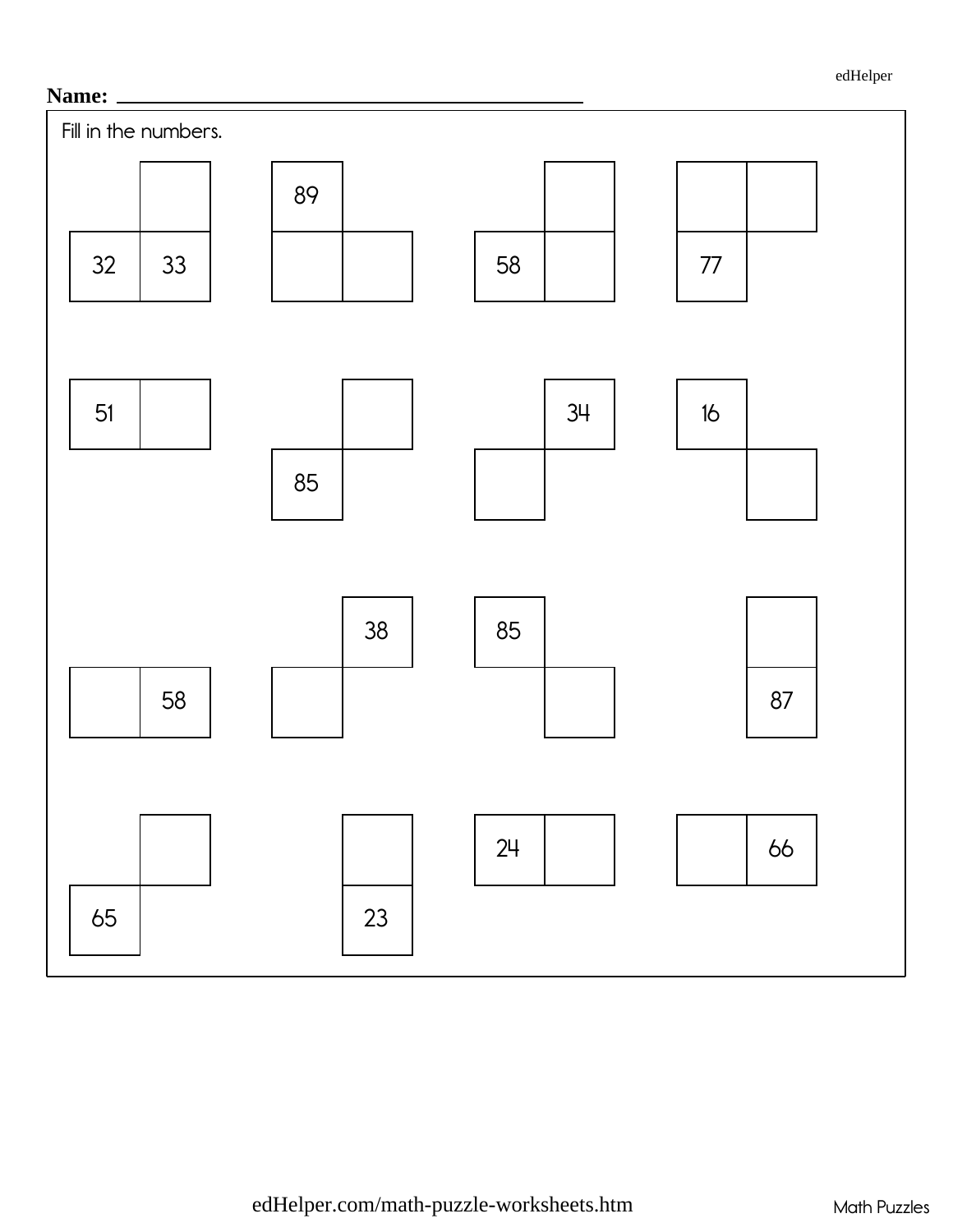Name: ______________________________

Fill in the numbers.

| | |
|---|---|
| | |
| 32 | 33 |

| | |
|---|---|
| 89 | |
| | |

| | |
|---|---|
| | |
| 58 | |

| | |
|---|---|
| | |
| 77 | |

| | |
|---|---|
| 51 | |

| | |
|---|---|
| | |
| 85 | |

| | |
|---|---|
| | 34 |
| | |

| | |
|---|---|
| 16 | |
| | |

| | |
|---|---|
| | 58 |

| | |
|---|---|
| | 38 |
| | |

| | |
|---|---|
| 85 | |
| | |

| |
|---|
| |
| 87 |

| | |
|---|---|
| | |
| 65 | |

| |
|---|
| |
| 23 |

| | |
|---|---|
| 24 | |

| | |
|---|---|
| | 66 |

edHelper.com/math-puzzle-worksheets.htm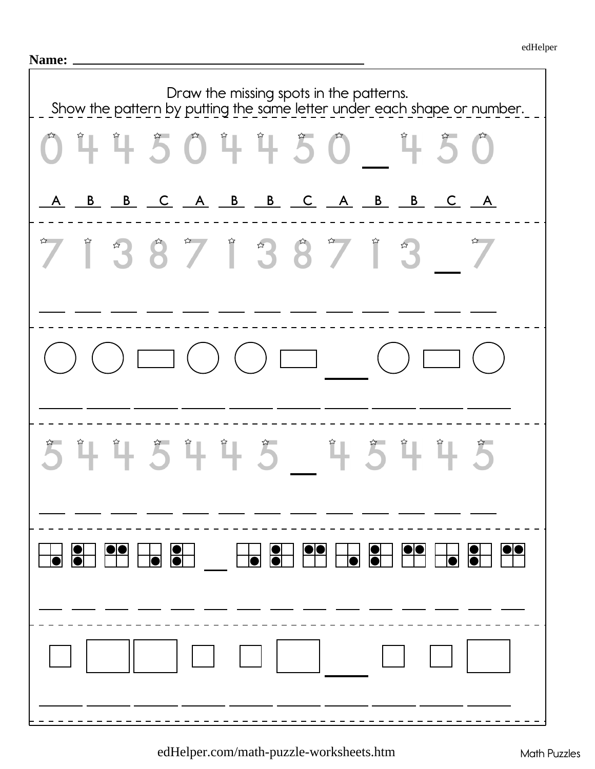Name: ________________________________

Draw the missing spots in the patterns.
Show the pattern by putting the same letter under each shape or number.

0 4 4 5 0 4 4 5 0 _ 4 5 0

A B B C A B B C A B B C A

7 1 3 8 7 1 3 8 7 1 3 _ 7

___ ___ ___ ___ ___ ___ ___ ___ ___ ___ ___ ___ ___

○ ○ ▭ ○ ○ ▭ ___ ○ ▭ ○

___ ___ ___ ___ ___ ___ ___ ___ ___ ___

5 4 4 5 4 4 5 _ 4 5 4 4 5

___ ___ ___ ___ ___ ___ ___ ___ ___ ___ ___ ___ ___

⊞ ⊞ ⊞ ⊞ ⊞ ___ ⊞ ⊞ ⊞ ⊞ ⊞ ⊞ ⊞ ⊞ ⊞

___ ___ ___ ___ ___ ___ ___ ___ ___ ___ ___ ___ ___ ___ ___

□ ▭ ▭ □ □ ▭ ___ □ □ ▭

___ ___ ___ ___ ___ ___ ___ ___ ___ ___

edHelper.com/math-puzzle-worksheets.htm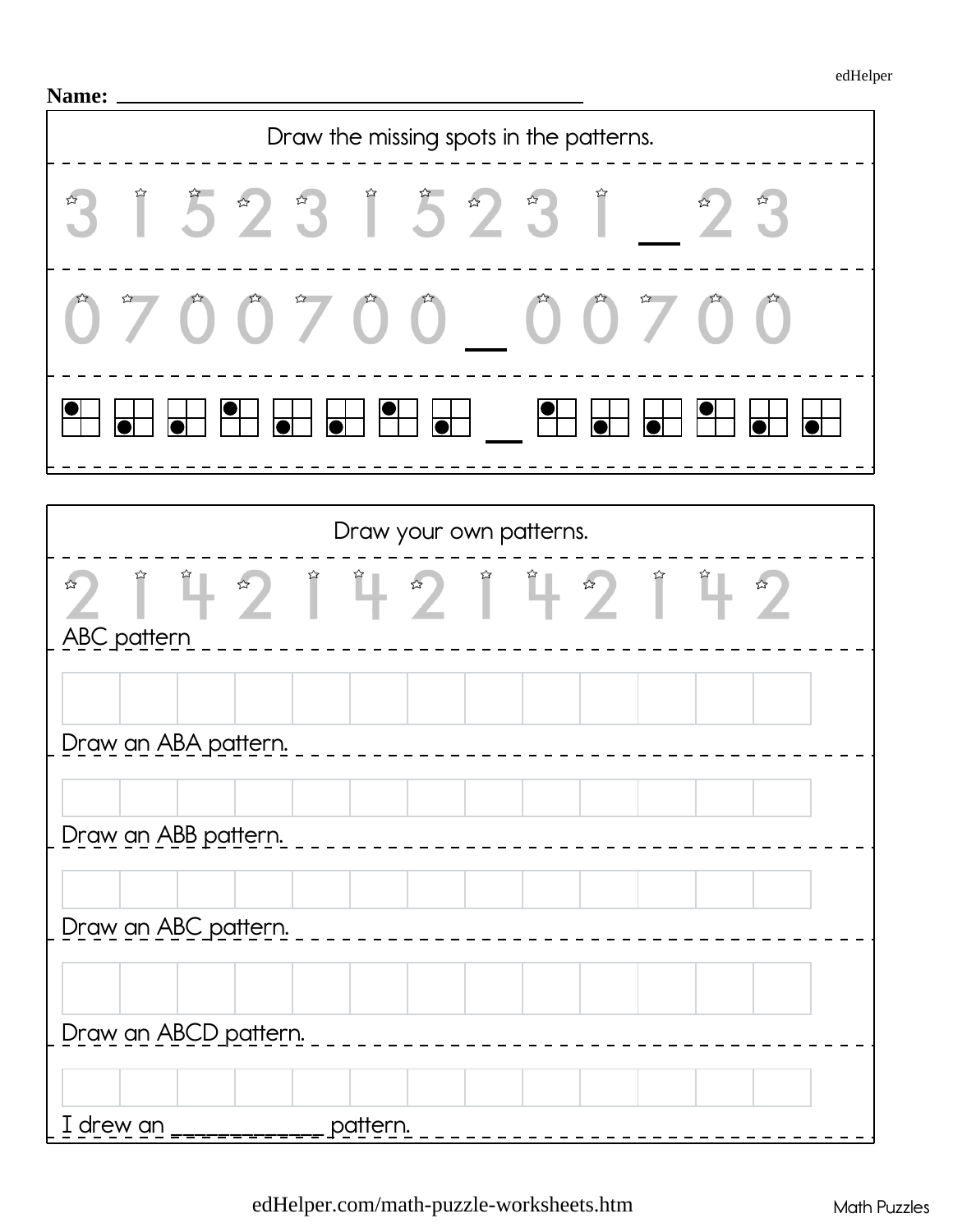Name: ___________________________

## Draw the missing spots in the patterns.

3 1 5 2 3 1 5 2 3 1 ___ 2 3

0 7 0 0 7 0 0 ___ 0 0 7 0 0

(pattern of squares with dots) ___

## Draw your own patterns.

2 1 4 2 1 4 2 1 4 2 1 4 2

ABC pattern

| | | | | | | | | | | | | |
|---|---|---|---|---|---|---|---|---|---|---|---|---|
| | | | | | | | | | | | | |

Draw an ABA pattern.

| | | | | | | | | | | | | |
|---|---|---|---|---|---|---|---|---|---|---|---|---|
| | | | | | | | | | | | | |

Draw an ABB pattern.

| | | | | | | | | | | | | |
|---|---|---|---|---|---|---|---|---|---|---|---|---|
| | | | | | | | | | | | | |

Draw an ABC pattern.

| | | | | | | | | | | | | |
|---|---|---|---|---|---|---|---|---|---|---|---|---|
| | | | | | | | | | | | | |

Draw an ABCD pattern.

| | | | | | | | | | | | | |
|---|---|---|---|---|---|---|---|---|---|---|---|---|
| | | | | | | | | | | | | |

I drew an _____________ pattern.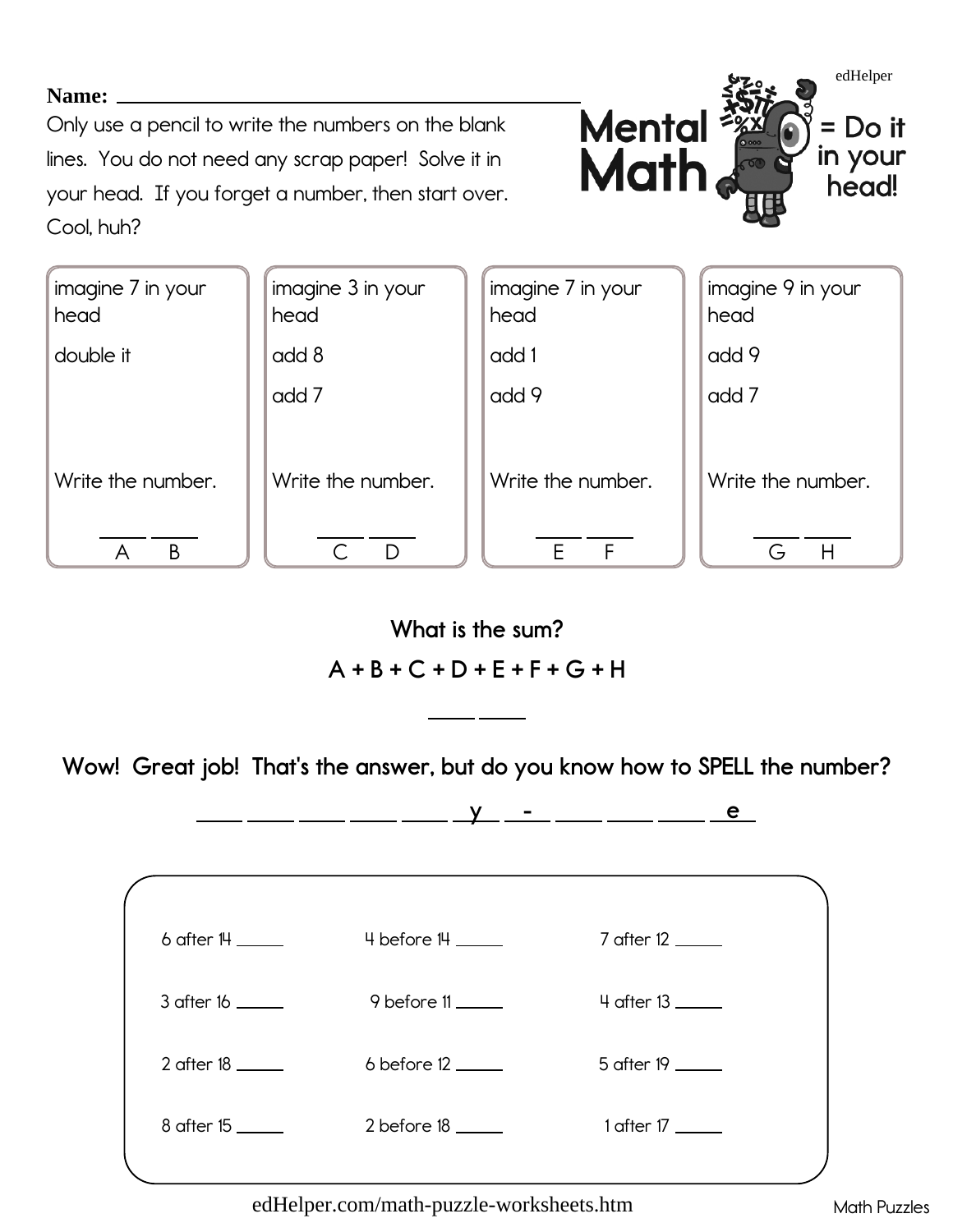**Name:** ______________________________

Only use a pencil to write the numbers on the blank lines. You do not need any scrap paper! Solve it in your head. If you forget a number, then start over. Cool, huh?

edHelper

**Mental Math = Do it in your head!**

| imagine 7 in your head | imagine 3 in your head | imagine 7 in your head | imagine 9 in your head |
| --- | --- | --- | --- |
| double it | add 8 | add 1 | add 9 |
| | add 7 | add 9 | add 7 |
| Write the number. | Write the number. | Write the number. | Write the number. |
| ___ ___ A B | ___ ___ C D | ___ ___ E F | ___ ___ G H |

**What is the sum?**

**A + B + C + D + E + F + G + H**

___ ___

**Wow! Great job! That's the answer, but do you know how to SPELL the number?**

___ ___ ___ ___ ___ _y_ _-_ ___ ___ ___ _e_

| | | |
| --- | --- | --- |
| 6 after 14 _____ | 4 before 14 _____ | 7 after 12 _____ |
| 3 after 16 _____ | 9 before 11 _____ | 4 after 13 _____ |
| 2 after 18 _____ | 6 before 12 _____ | 5 after 19 _____ |
| 8 after 15 _____ | 2 before 18 _____ | 1 after 17 _____ |

edHelper.com/math-puzzle-worksheets.htm

Math Puzzles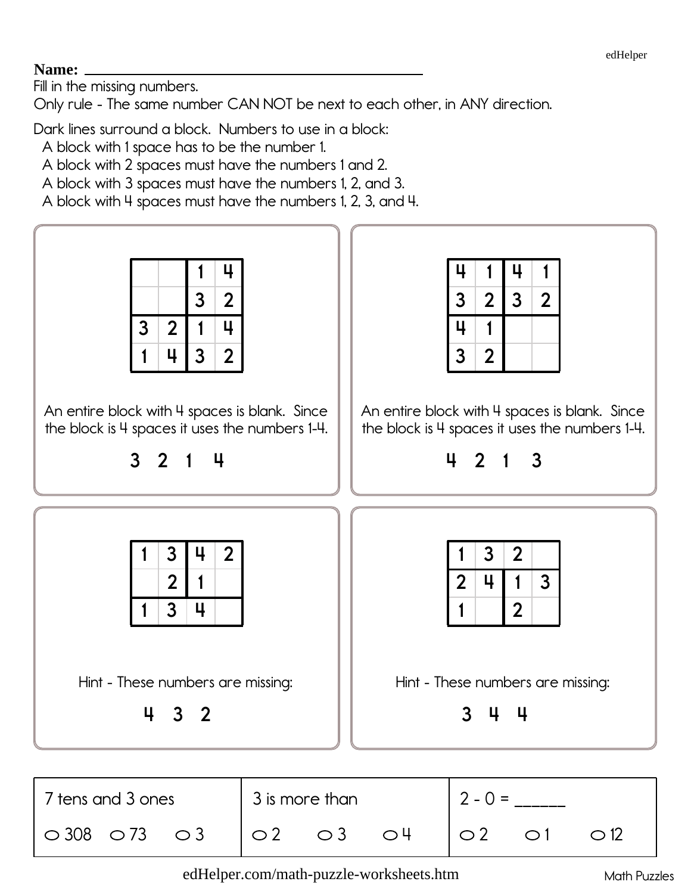**Name:** ____________________________________

Fill in the missing numbers.

Only rule - The same number CAN NOT be next to each other, in ANY direction.

Dark lines surround a block. Numbers to use in a block:

- A block with 1 space has to be the number 1.
- A block with 2 spaces must have the numbers 1 and 2.
- A block with 3 spaces must have the numbers 1, 2, and 3.
- A block with 4 spaces must have the numbers 1, 2, 3, and 4.

| | | | |
|---|---|---|---|
| | | 1 | 4 |
| | | 3 | 2 |
| 3 | 2 | 1 | 4 |
| 1 | 4 | 3 | 2 |

An entire block with 4 spaces is blank. Since the block is 4 spaces it uses the numbers 1-4.

3 2 1 4

| | | | |
|---|---|---|---|
| 4 | 1 | 4 | 1 |
| 3 | 2 | 3 | 2 |
| 4 | 1 | | |
| 3 | 2 | | |

An entire block with 4 spaces is blank. Since the block is 4 spaces it uses the numbers 1-4.

4 2 1 3

| | | | |
|---|---|---|---|
| 1 | 3 | 4 | 2 |
| | 2 | 1 | |
| 1 | 3 | 4 | |

Hint - These numbers are missing:

4 3 2

| | | | |
|---|---|---|---|
| 1 | 3 | 2 | |
| 2 | 4 | 1 | 3 |
| 1 | | 2 | |

Hint - These numbers are missing:

3 4 4

| 7 tens and 3 ones | 3 is more than | 2 - 0 = ______ |
|---|---|---|
| ○ 308 ○ 73 ○ 3 | ○ 2 ○ 3 ○ 4 | ○ 2 ○ 1 ○ 12 |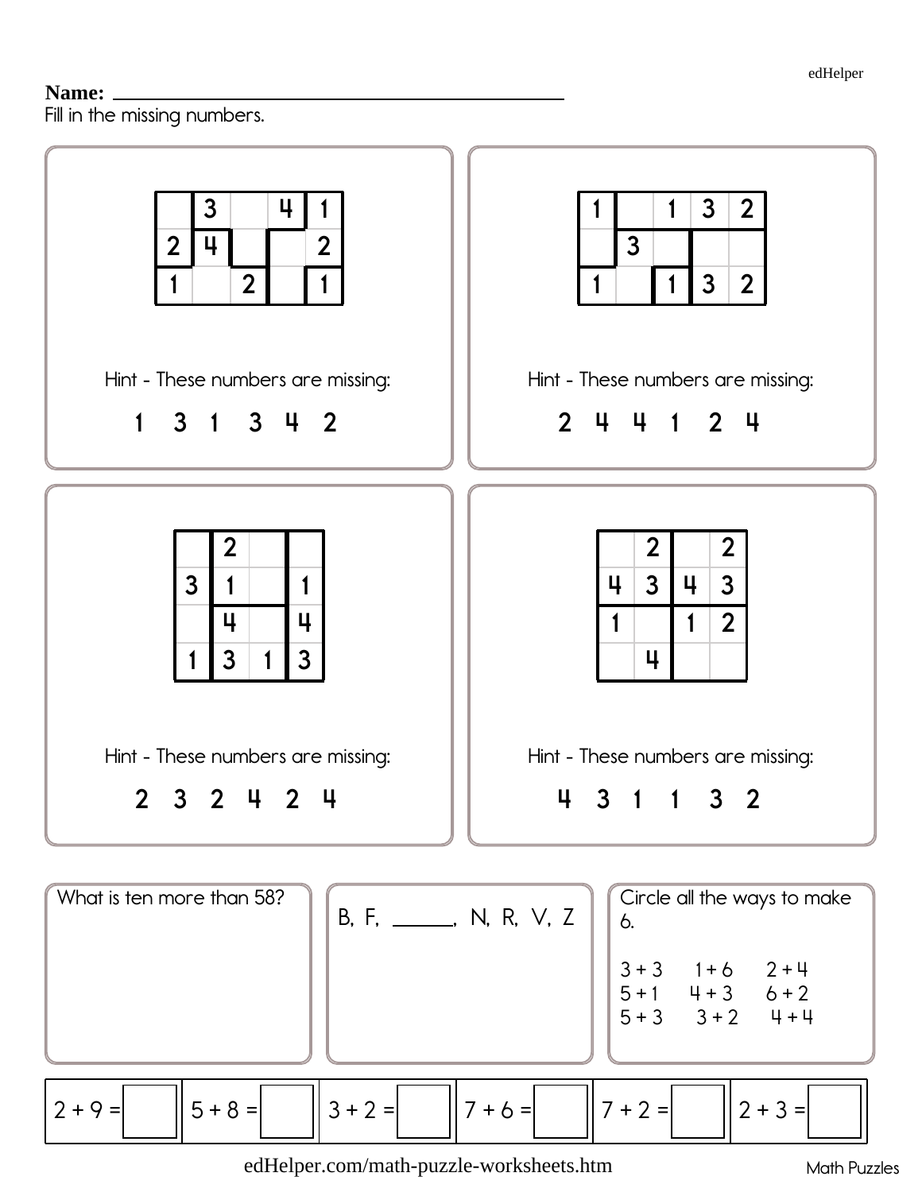edHelper

**Name:** ______________________________

Fill in the missing numbers.

| | | | | |
|---|---|---|---|---|
| | 3 | | 4 | 1 |
| 2 | 4 | | | 2 |
| 1 | | 2 | | 1 |

Hint - These numbers are missing:

1 3 1 3 4 2

| | | | | |
|---|---|---|---|---|
| 1 | | 1 | 3 | 2 |
| | 3 | | | |
| 1 | | 1 | 3 | 2 |

Hint - These numbers are missing:

2 4 4 1 2 4

| | | | |
|---|---|---|---|
| | 2 | | |
| 3 | 1 | | 1 |
| | 4 | | 4 |
| 1 | 3 | 1 | 3 |

Hint - These numbers are missing:

2 3 2 4 2 4

| | | | |
|---|---|---|---|
| | 2 | | 2 |
| 4 | 3 | 4 | 3 |
| 1 | | 1 | 2 |
| | 4 | | |

Hint - These numbers are missing:

4 3 1 1 3 2

What is ten more than 58?

B, F, ______, N, R, V, Z

Circle all the ways to make 6.

3 + 3 1 + 6 2 + 4
5 + 1 4 + 3 6 + 2
5 + 3 3 + 2 4 + 4

| 2 + 9 = | 5 + 8 = | 3 + 2 = | 7 + 6 = | 7 + 2 = | 2 + 3 = |
|---|---|---|---|---|---|

edHelper.com/math-puzzle-worksheets.htm

Math Puzzles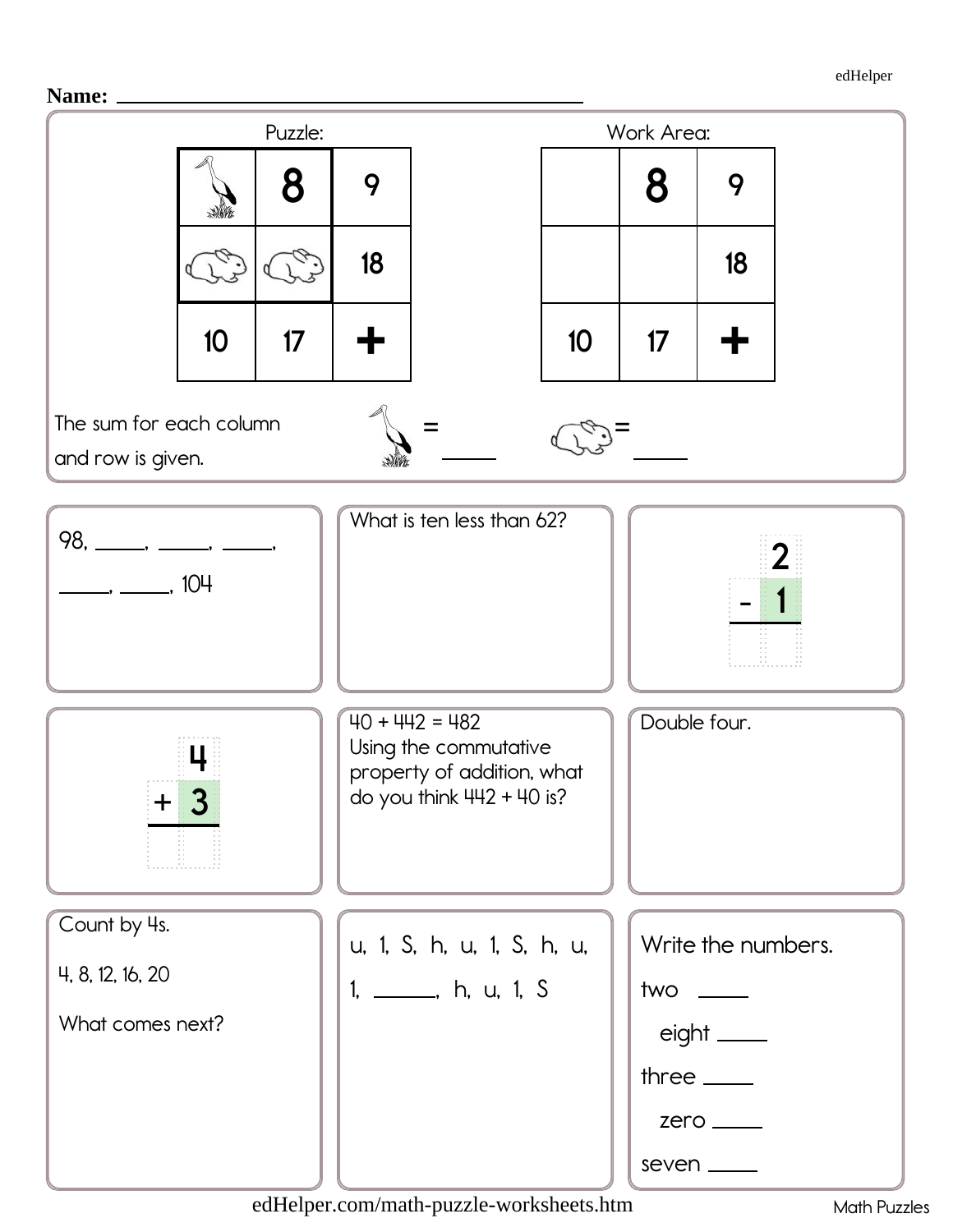Name: ______________________________

Puzzle:

| | | |
|---|---|---|
| 🦩 | 8 | 9 |
| 🐇 | 🐇 | 18 |
| 10 | 17 | + |

Work Area:

| | | |
|---|---|---|
| | 8 | 9 |
| | | 18 |
| 10 | 17 | + |

The sum for each column and row is given.

🦩 = _____ 🐇 = _____

---

98, _____, _____, _____, _____, _____, 104

---

What is ten less than 62?

---

$$\begin{array}{r} 2 \\ - 1 \\ \hline \end{array}$$

---

$$\begin{array}{r} 4 \\ + 3 \\ \hline \end{array}$$

---

40 + 442 = 482
Using the commutative property of addition, what do you think 442 + 40 is?

---

Double four.

---

Count by 4s.

4, 8, 12, 16, 20

What comes next?

---

u, 1, S, h, u, 1, S, h, u, 1, _____, h, u, 1, S

---

Write the numbers.

two _____

eight _____

three _____

zero _____

seven _____

edHelper.com/math-puzzle-worksheets.htm